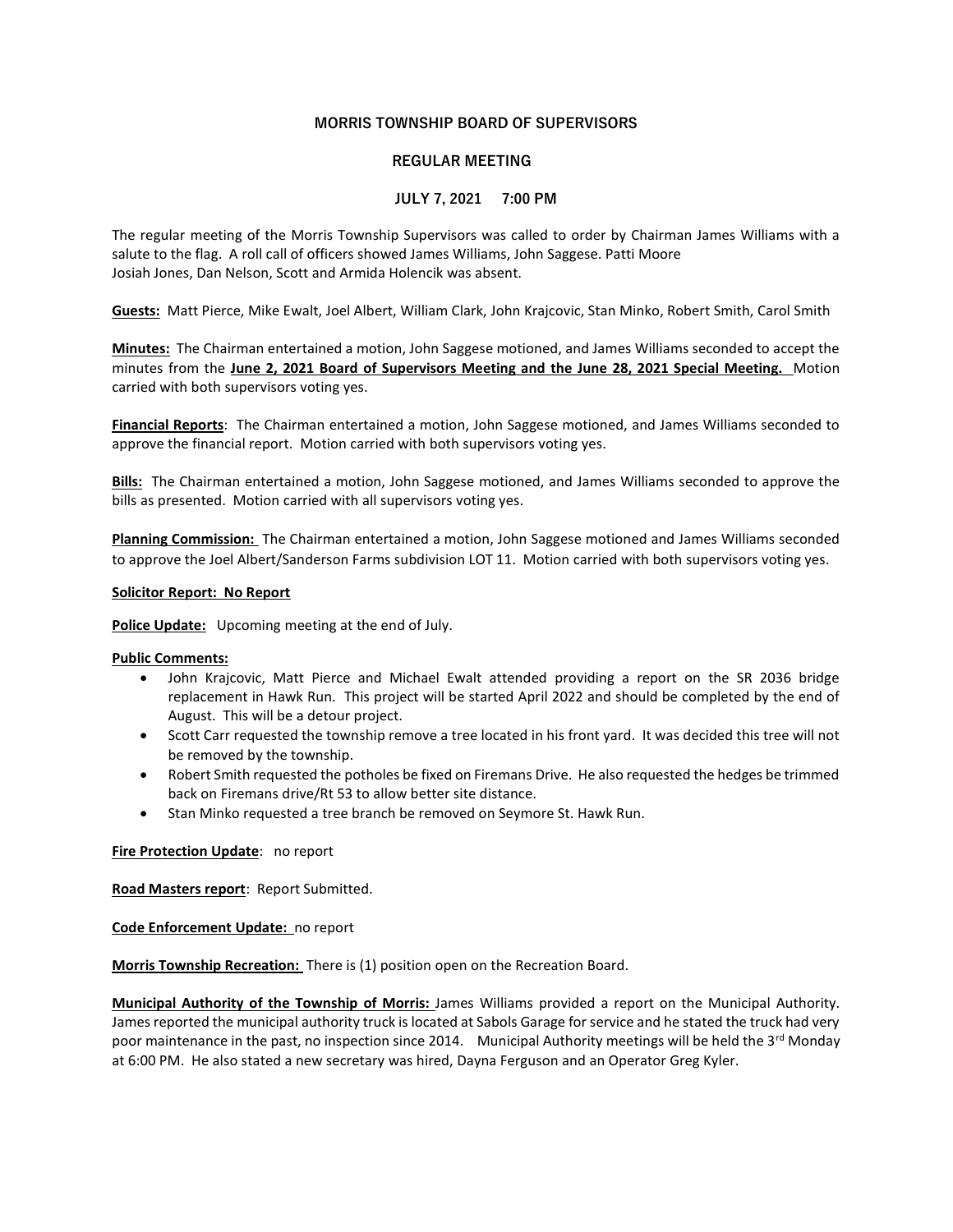# MORRIS TOWNSHIP BOARD OF SUPERVISORS

## REGULAR MEETING

## JULY 7, 2021 7:00 PM

The regular meeting of the Morris Township Supervisors was called to order by Chairman James Williams with a salute to the flag. A roll call of officers showed James Williams, John Saggese. Patti Moore Josiah Jones, Dan Nelson, Scott and Armida Holencik was absent.

**Guests:** Matt Pierce, Mike Ewalt, Joel Albert, William Clark, John Krajcovic, Stan Minko, Robert Smith, Carol Smith

**Minutes:** The Chairman entertained a motion, John Saggese motioned, and James Williams seconded to accept the minutes from the **June 2, 2021 Board of Supervisors Meeting and the June 28, 2021 Special Meeting.** Motion carried with both supervisors voting yes.

**Financial Reports**: The Chairman entertained a motion, John Saggese motioned, and James Williams seconded to approve the financial report. Motion carried with both supervisors voting yes.

**Bills:** The Chairman entertained a motion, John Saggese motioned, and James Williams seconded to approve the bills as presented. Motion carried with all supervisors voting yes.

**Planning Commission:** The Chairman entertained a motion, John Saggese motioned and James Williams seconded to approve the Joel Albert/Sanderson Farms subdivision LOT 11. Motion carried with both supervisors voting yes.

**Solicitor Report: No Report**

**Police Update:** Upcoming meeting at the end of July.

**Public Comments:**

- John Krajcovic, Matt Pierce and Michael Ewalt attended providing a report on the SR 2036 bridge replacement in Hawk Run. This project will be started April 2022 and should be completed by the end of August. This will be a detour project.
- Scott Carr requested the township remove a tree located in his front yard. It was decided this tree will not be removed by the township.
- Robert Smith requested the potholes be fixed on Firemans Drive. He also requested the hedges be trimmed back on Firemans drive/Rt 53 to allow better site distance.
- Stan Minko requested a tree branch be removed on Seymore St. Hawk Run.

**Fire Protection Update**: no report

**Road Masters report**: Report Submitted.

**Code Enforcement Update:** no report

**Morris Township Recreation:** There is (1) position open on the Recreation Board.

**Municipal Authority of the Township of Morris:** James Williams provided a report on the Municipal Authority. James reported the municipal authority truck is located at Sabols Garage for service and he stated the truck had very poor maintenance in the past, no inspection since 2014. Municipal Authority meetings will be held the 3rd Monday at 6:00 PM. He also stated a new secretary was hired, Dayna Ferguson and an Operator Greg Kyler.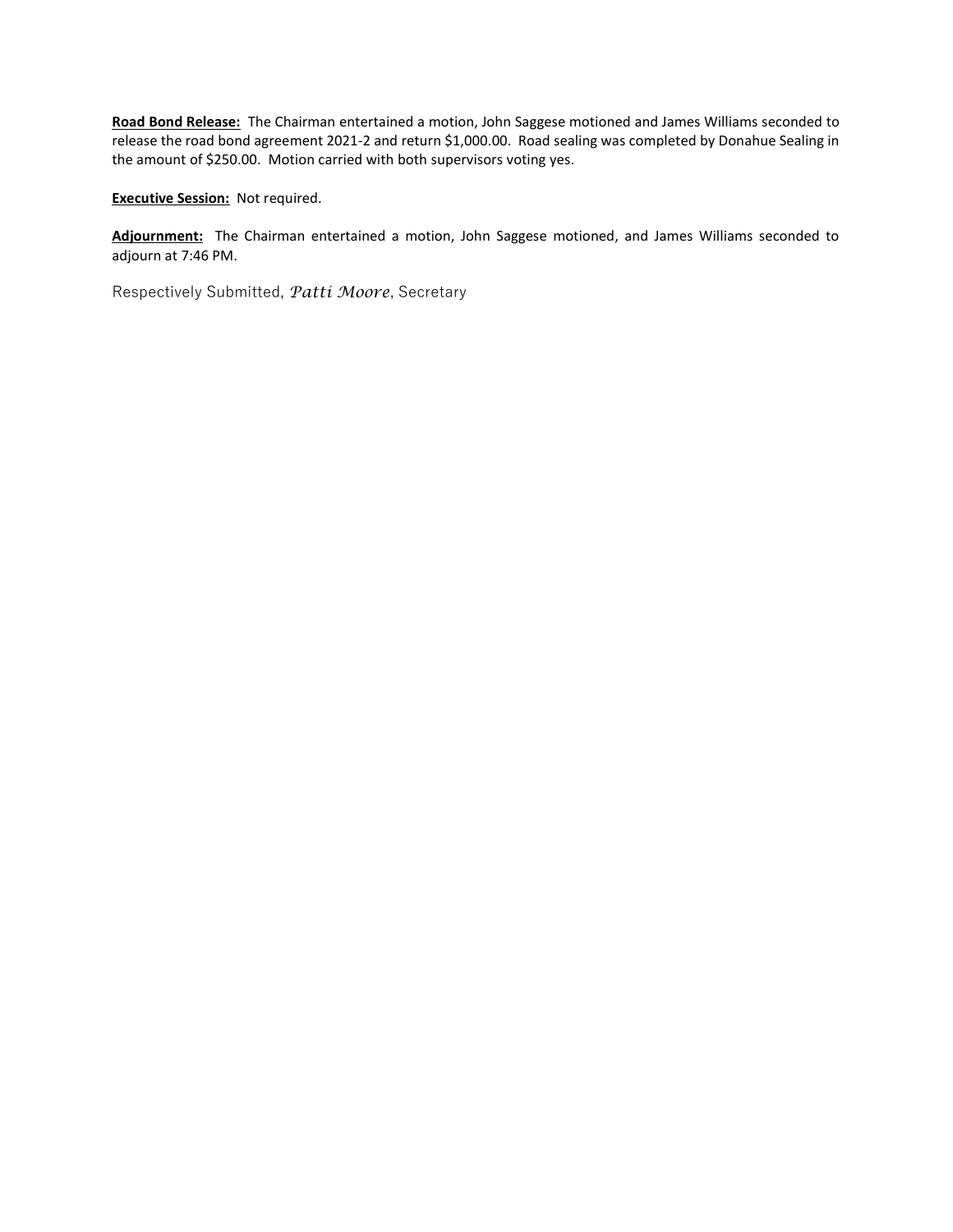**<u>Road Bond Release:</u>** The Chairman entertained a motion, John Saggese motioned and James Williams seconded to release the road bond agreement 2021-2 and return $1,000.00. Road sealing was completed by Donahue Sealing in the amount of $250.00. Motion carried with both supervisors voting yes.

**<u>Executive Session:</u>** Not required.

**<u>Adjournment:</u>** The Chairman entertained a motion, John Saggese motioned, and James Williams seconded to adjourn at 7:46 PM.

Respectively Submitted, *Patti Moore*, Secretary